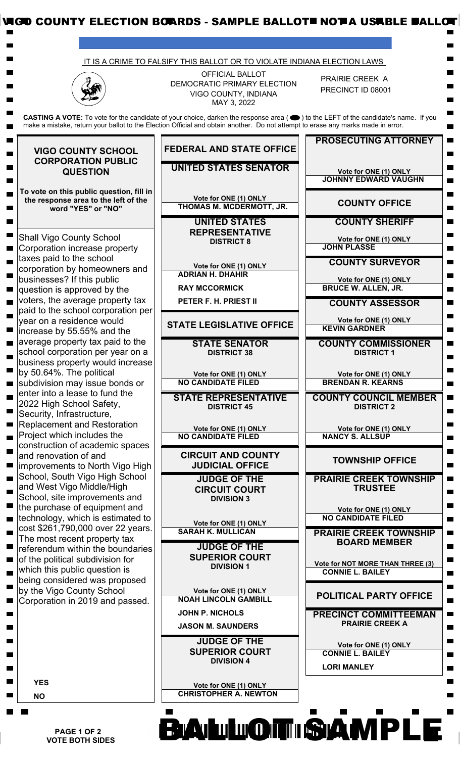# VIGO COUNTY ELECTION BOARDS - SAMPLE BALLOT NOT A USABLE BALLOT

IT IS A CRIME TO FALSIFY THIS BALLOT OR TO VIOLATE INDIANA ELECTION LAWS

OFFICIAL BALLOT
DEMOCRATIC PRIMARY ELECTION
VIGO COUNTY, INDIANA
MAY 3, 2022

PRAIRIE CREEK A
PRECINCT ID 08001

**CASTING A VOTE:** To vote for the candidate of your choice, darken the response area ( ⬬ ) to the LEFT of the candidate's name. If you make a mistake, return your ballot to the Election Official and obtain another. Do not attempt to erase any marks made in error.

## VIGO COUNTY SCHOOL CORPORATION PUBLIC QUESTION

**To vote on this public question, fill in the response area to the left of the word "YES" or "NO"**

Shall Vigo County School Corporation increase property taxes paid to the school corporation by homeowners and businesses? If this public question is approved by the voters, the average property tax paid to the school corporation per year on a residence would increase by 55.55% and the average property tax paid to the school corporation per year on a business property would increase by 50.64%. The political subdivision may issue bonds or enter into a lease to fund the 2022 High School Safety, Security, Infrastructure, Replacement and Restoration Project which includes the construction of academic spaces and renovation of and improvements to North Vigo High School, South Vigo High School and West Vigo Middle/High School, site improvements and the purchase of equipment and technology, which is estimated to cost $261,790,000 over 22 years. The most recent property tax referendum within the boundaries of the political subdivision for which this public question is being considered was proposed by the Vigo County School Corporation in 2019 and passed.

- **YES**
- **NO**

## FEDERAL AND STATE OFFICE

### UNITED STATES SENATOR

Vote for ONE (1) ONLY

- THOMAS M. MCDERMOTT, JR.

### UNITED STATES REPRESENTATIVE
**DISTRICT 8**

Vote for ONE (1) ONLY

- ADRIAN H. DHAHIR
- RAY MCCORMICK
- PETER F. H. PRIEST II

## STATE LEGISLATIVE OFFICE

### STATE SENATOR
**DISTRICT 38**

Vote for ONE (1) ONLY

- NO CANDIDATE FILED

### STATE REPRESENTATIVE
**DISTRICT 45**

Vote for ONE (1) ONLY

- NO CANDIDATE FILED

## CIRCUIT AND COUNTY JUDICIAL OFFICE

### JUDGE OF THE CIRCUIT COURT
**DIVISION 3**

Vote for ONE (1) ONLY

- SARAH K. MULLICAN

### JUDGE OF THE SUPERIOR COURT
**DIVISION 1**

Vote for ONE (1) ONLY

- NOAH LINCOLN GAMBILL
- JOHN P. NICHOLS
- JASON M. SAUNDERS

### JUDGE OF THE SUPERIOR COURT
**DIVISION 4**

Vote for ONE (1) ONLY

- CHRISTOPHER A. NEWTON

### PROSECUTING ATTORNEY

Vote for ONE (1) ONLY

- JOHNNY EDWARD VAUGHN

## COUNTY OFFICE

### COUNTY SHERIFF

Vote for ONE (1) ONLY

- JOHN PLASSE

### COUNTY SURVEYOR

Vote for ONE (1) ONLY

- BRUCE W. ALLEN, JR.

### COUNTY ASSESSOR

Vote for ONE (1) ONLY

- KEVIN GARDNER

### COUNTY COMMISSIONER
**DISTRICT 1**

Vote for ONE (1) ONLY

- BRENDAN R. KEARNS

### COUNTY COUNCIL MEMBER
**DISTRICT 2**

Vote for ONE (1) ONLY

- NANCY S. ALLSUP

## TOWNSHIP OFFICE

### PRAIRIE CREEK TOWNSHIP TRUSTEE

Vote for ONE (1) ONLY

- NO CANDIDATE FILED

### PRAIRIE CREEK TOWNSHIP BOARD MEMBER

Vote for NOT MORE THAN THREE (3)

- CONNIE L. BAILEY

## POLITICAL PARTY OFFICE

### PRECINCT COMMITTEEMAN
**PRAIRIE CREEK A**

Vote for ONE (1) ONLY

- CONNIE L. BAILEY
- LORI MANLEY

**BALLOT SAMPLE**

**PAGE 1 OF 2**
**VOTE BOTH SIDES**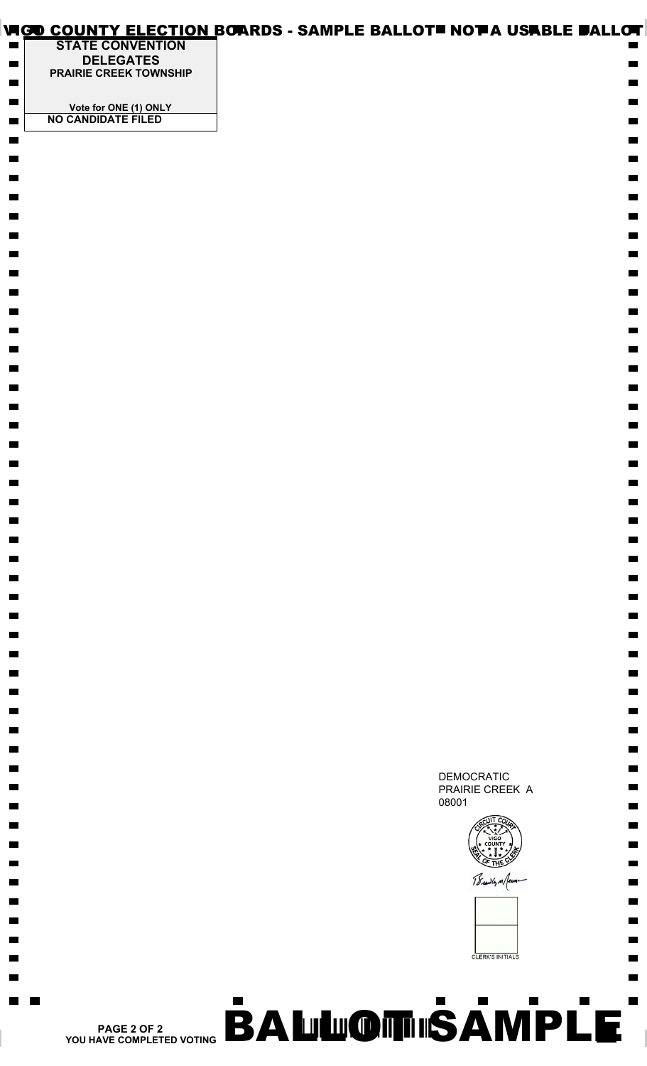# VIGO COUNTY ELECTION BOARDS - SAMPLE BALLOT NOT A USABLE BALLOT

**STATE CONVENTION DELEGATES**
**PRAIRIE CREEK TOWNSHIP**

**Vote for ONE (1) ONLY**

**NO CANDIDATE FILED**

DEMOCRATIC
PRAIRIE CREEK A
08001

CLERK'S INITIALS

**YOU HAVE COMPLETED VOTING**

# BALLOT SAMPLE